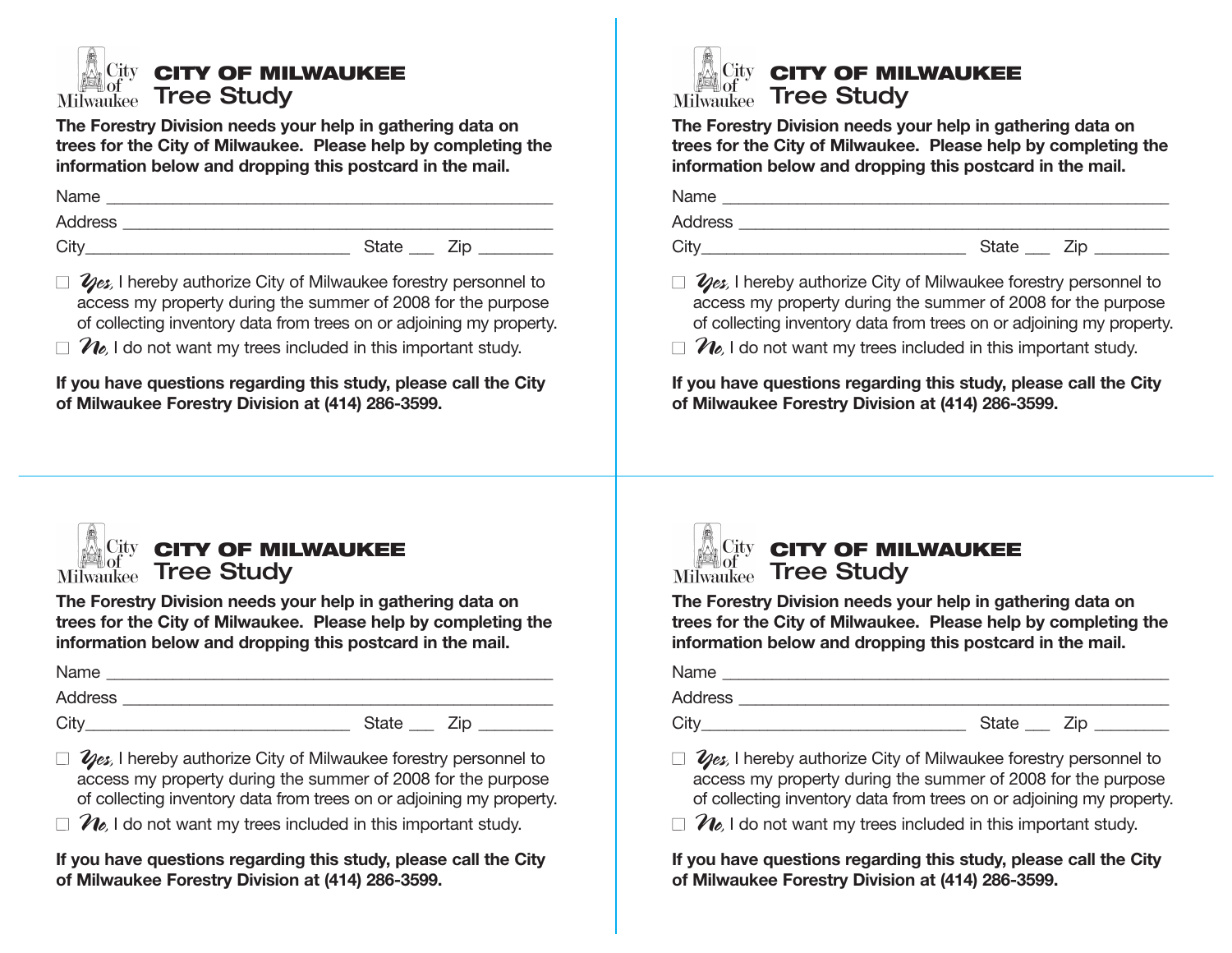City of Milwaukee

# CITY OF MILWAUKEE
## Tree Study

**The Forestry Division needs your help in gathering data on trees for the City of Milwaukee. Please help by completing the information below and dropping this postcard in the mail.**

Name ___________________________________________________

Address _________________________________________________

City____________________________ State ___ Zip ________

☐ *Yes,* I hereby authorize City of Milwaukee forestry personnel to access my property during the summer of 2008 for the purpose of collecting inventory data from trees on or adjoining my property.

☐ *No,* I do not want my trees included in this important study.

**If you have questions regarding this study, please call the City of Milwaukee Forestry Division at (414) 286-3599.**

---

City of Milwaukee

# CITY OF MILWAUKEE
## Tree Study

**The Forestry Division needs your help in gathering data on trees for the City of Milwaukee. Please help by completing the information below and dropping this postcard in the mail.**

Name ___________________________________________________

Address _________________________________________________

City____________________________ State ___ Zip ________

☐ *Yes,* I hereby authorize City of Milwaukee forestry personnel to access my property during the summer of 2008 for the purpose of collecting inventory data from trees on or adjoining my property.

☐ *No,* I do not want my trees included in this important study.

**If you have questions regarding this study, please call the City of Milwaukee Forestry Division at (414) 286-3599.**

---

City of Milwaukee

# CITY OF MILWAUKEE
## Tree Study

**The Forestry Division needs your help in gathering data on trees for the City of Milwaukee. Please help by completing the information below and dropping this postcard in the mail.**

Name ___________________________________________________

Address _________________________________________________

City____________________________ State ___ Zip ________

☐ *Yes,* I hereby authorize City of Milwaukee forestry personnel to access my property during the summer of 2008 for the purpose of collecting inventory data from trees on or adjoining my property.

☐ *No,* I do not want my trees included in this important study.

**If you have questions regarding this study, please call the City of Milwaukee Forestry Division at (414) 286-3599.**

---

City of Milwaukee

# CITY OF MILWAUKEE
## Tree Study

**The Forestry Division needs your help in gathering data on trees for the City of Milwaukee. Please help by completing the information below and dropping this postcard in the mail.**

Name ___________________________________________________

Address _________________________________________________

City____________________________ State ___ Zip ________

☐ *Yes,* I hereby authorize City of Milwaukee forestry personnel to access my property during the summer of 2008 for the purpose of collecting inventory data from trees on or adjoining my property.

☐ *No,* I do not want my trees included in this important study.

**If you have questions regarding this study, please call the City of Milwaukee Forestry Division at (414) 286-3599.**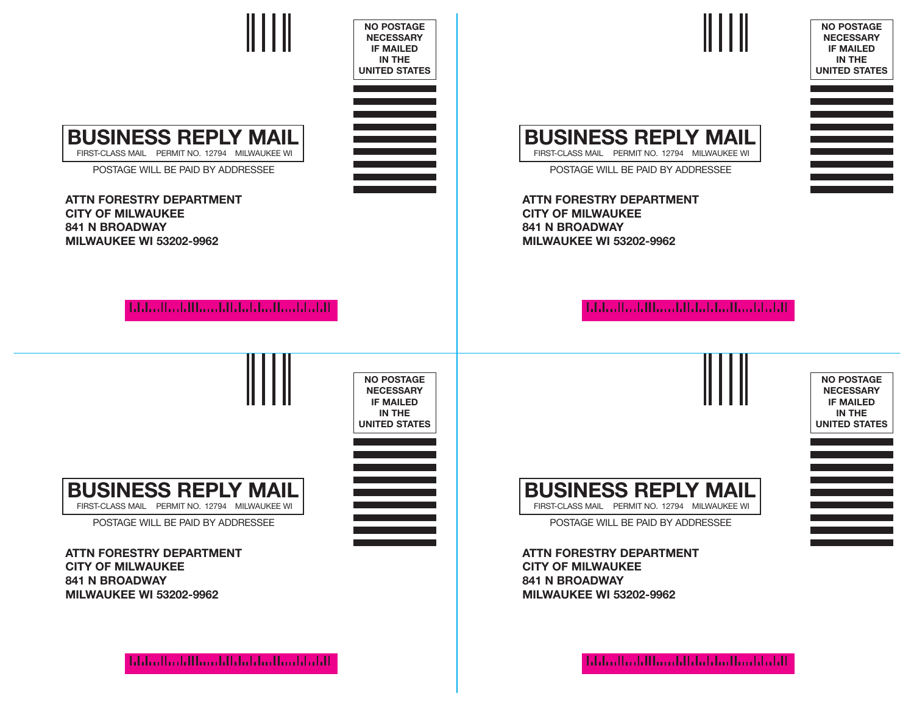NO POSTAGE
NECESSARY
IF MAILED
IN THE
UNITED STATES

**BUSINESS REPLY MAIL**

FIRST-CLASS MAIL PERMIT NO. 12794 MILWAUKEE WI

POSTAGE WILL BE PAID BY ADDRESSEE

**ATTN FORESTRY DEPARTMENT**
**CITY OF MILWAUKEE**
**841 N BROADWAY**
**MILWAUKEE WI 53202-9962**

---

NO POSTAGE
NECESSARY
IF MAILED
IN THE
UNITED STATES

**BUSINESS REPLY MAIL**

FIRST-CLASS MAIL PERMIT NO. 12794 MILWAUKEE WI

POSTAGE WILL BE PAID BY ADDRESSEE

**ATTN FORESTRY DEPARTMENT**
**CITY OF MILWAUKEE**
**841 N BROADWAY**
**MILWAUKEE WI 53202-9962**

---

NO POSTAGE
NECESSARY
IF MAILED
IN THE
UNITED STATES

**BUSINESS REPLY MAIL**

FIRST-CLASS MAIL PERMIT NO. 12794 MILWAUKEE WI

POSTAGE WILL BE PAID BY ADDRESSEE

**ATTN FORESTRY DEPARTMENT**
**CITY OF MILWAUKEE**
**841 N BROADWAY**
**MILWAUKEE WI 53202-9962**

---

NO POSTAGE
NECESSARY
IF MAILED
IN THE
UNITED STATES

**BUSINESS REPLY MAIL**

FIRST-CLASS MAIL PERMIT NO. 12794 MILWAUKEE WI

POSTAGE WILL BE PAID BY ADDRESSEE

**ATTN FORESTRY DEPARTMENT**
**CITY OF MILWAUKEE**
**841 N BROADWAY**
**MILWAUKEE WI 53202-9962**